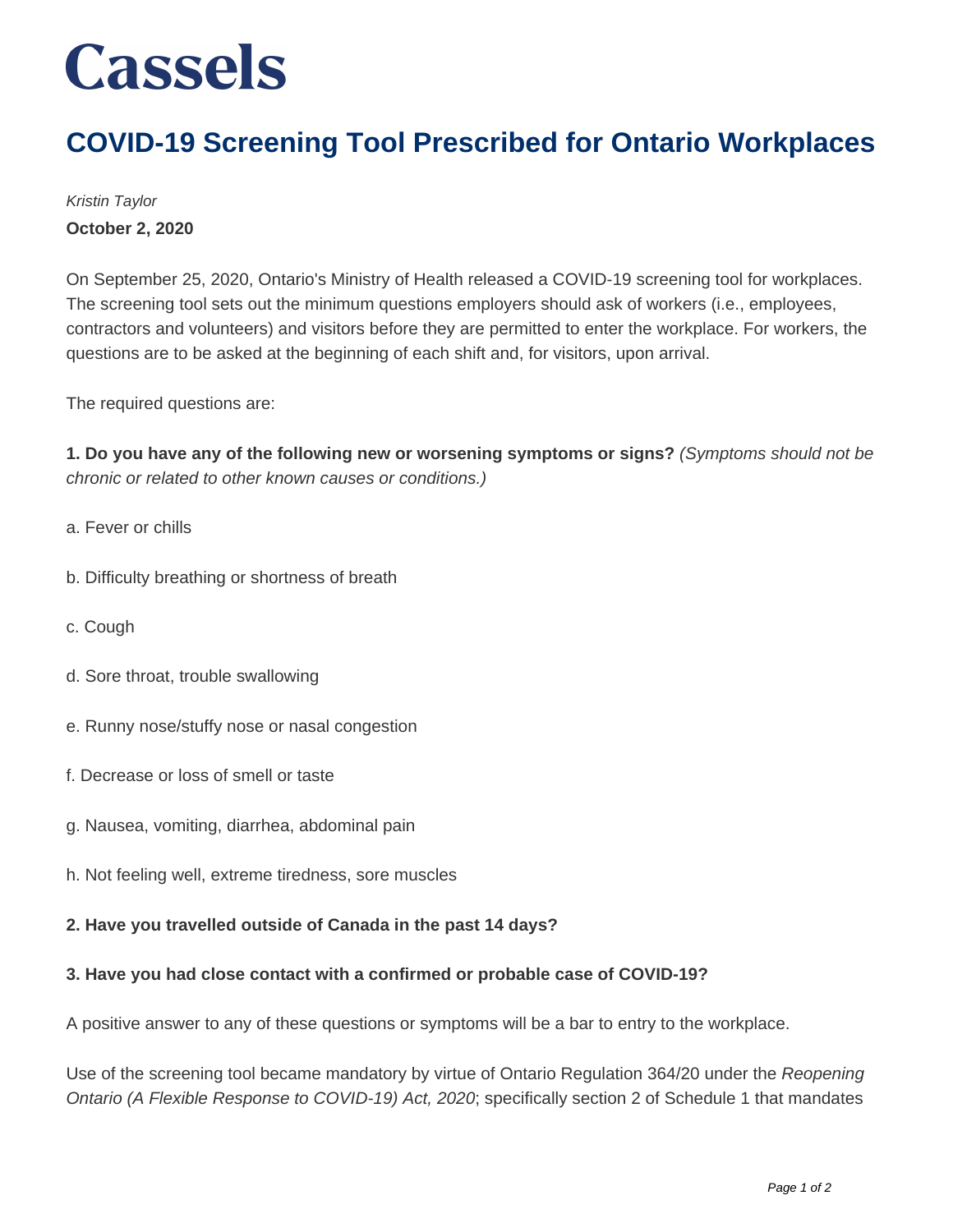# Cassels

## COVID-19 Screening Tool Prescribed for Ontario Workplaces

*Kristin Taylor*

**October 2, 2020**

On September 25, 2020, Ontario's Ministry of Health released a COVID-19 screening tool for workplaces. The screening tool sets out the minimum questions employers should ask of workers (i.e., employees, contractors and volunteers) and visitors before they are permitted to enter the workplace. For workers, the questions are to be asked at the beginning of each shift and, for visitors, upon arrival.

The required questions are:

**1. Do you have any of the following new or worsening symptoms or signs?** *(Symptoms should not be chronic or related to other known causes or conditions.)*

a. Fever or chills

b. Difficulty breathing or shortness of breath

c. Cough

d. Sore throat, trouble swallowing

e. Runny nose/stuffy nose or nasal congestion

f. Decrease or loss of smell or taste

g. Nausea, vomiting, diarrhea, abdominal pain

h. Not feeling well, extreme tiredness, sore muscles

**2. Have you travelled outside of Canada in the past 14 days?**

**3. Have you had close contact with a confirmed or probable case of COVID-19?**

A positive answer to any of these questions or symptoms will be a bar to entry to the workplace.

Use of the screening tool became mandatory by virtue of Ontario Regulation 364/20 under the *Reopening Ontario (A Flexible Response to COVID-19) Act, 2020*; specifically section 2 of Schedule 1 that mandates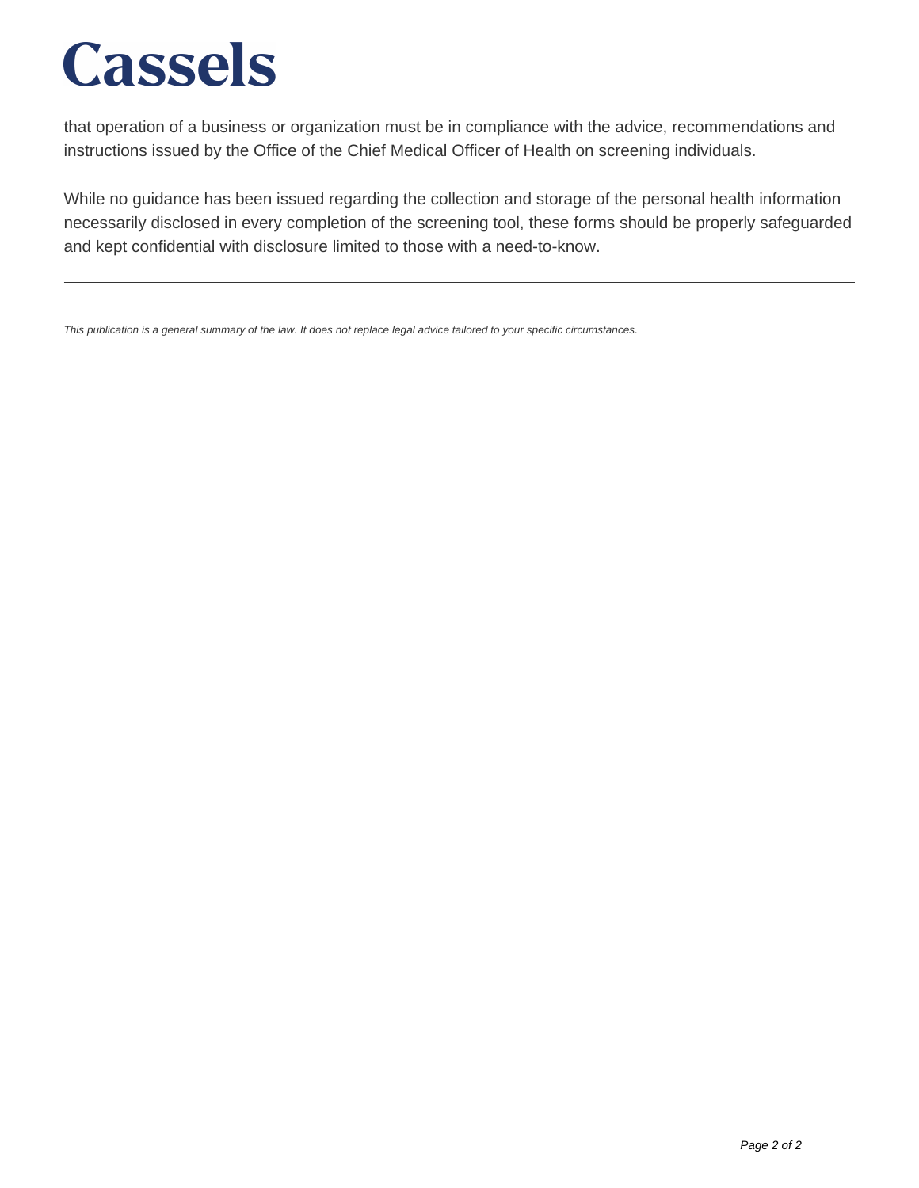that operation of a business or organization must be in compliance with the advice, recommendations and instructions issued by the Office of the Chief Medical Officer of Health on screening individuals.

While no guidance has been issued regarding the collection and storage of the personal health information necessarily disclosed in every completion of the screening tool, these forms should be properly safeguarded and kept confidential with disclosure limited to those with a need-to-know.

---

*This publication is a general summary of the law. It does not replace legal advice tailored to your specific circumstances.*